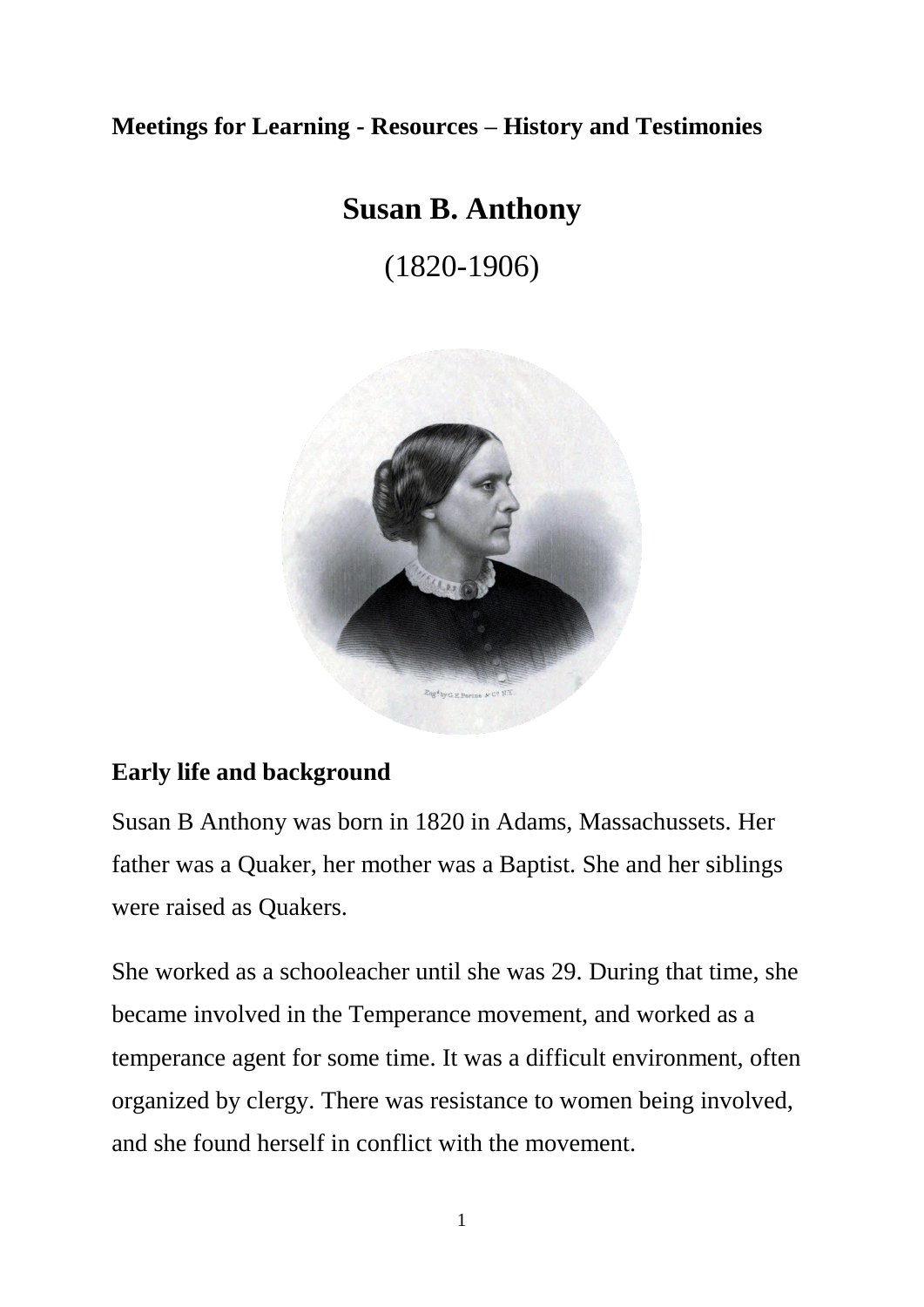**Meetings for Learning - Resources – History and Testimonies**

# Susan B. Anthony

(1820-1906)

## Early life and background

Susan B Anthony was born in 1820 in Adams, Massachussets. Her father was a Quaker, her mother was a Baptist. She and her siblings were raised as Quakers.

She worked as a schooleacher until she was 29. During that time, she became involved in the Temperance movement, and worked as a temperance agent for some time. It was a difficult environment, often organized by clergy. There was resistance to women being involved, and she found herself in conflict with the movement.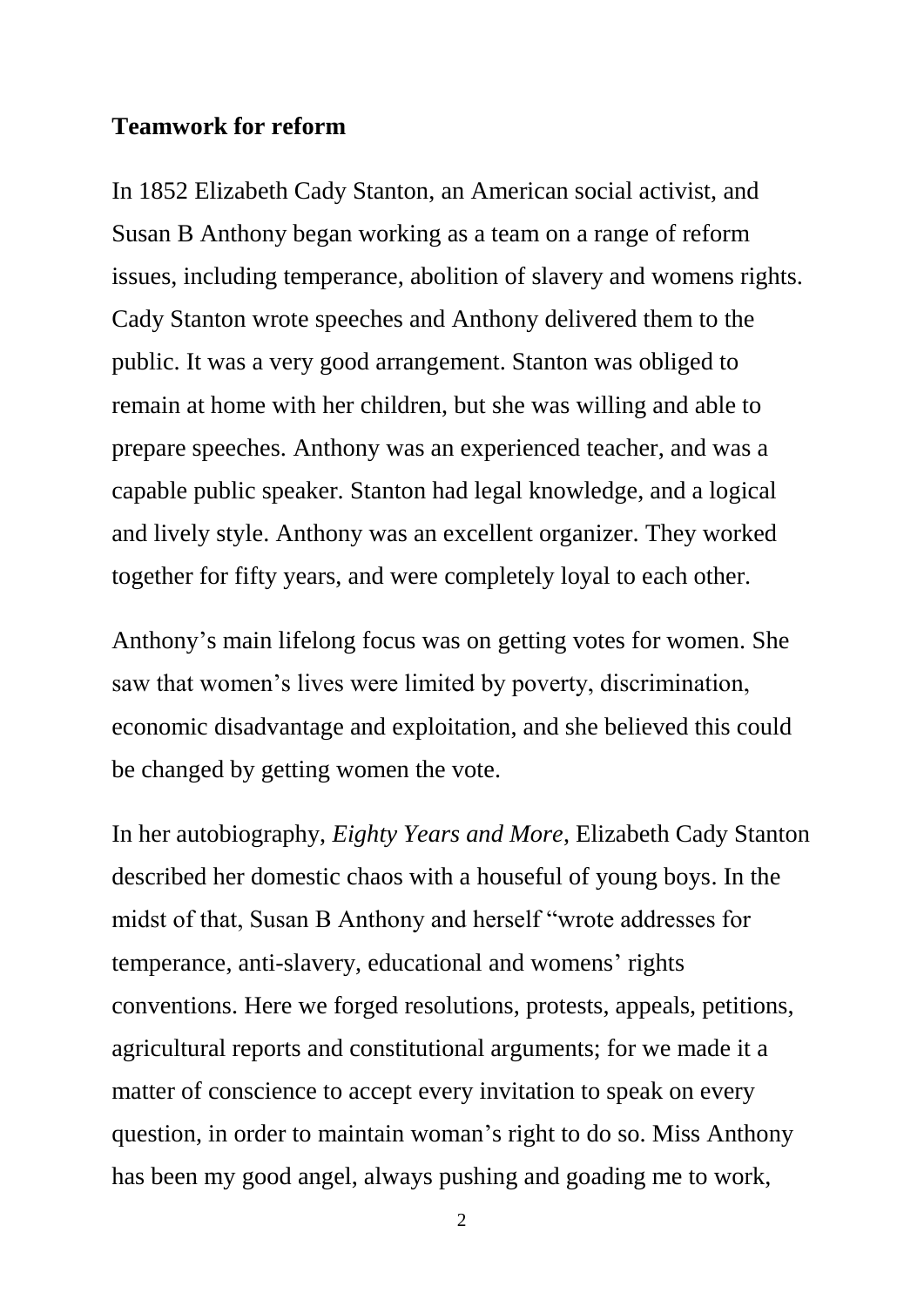**Teamwork for reform**

In 1852 Elizabeth Cady Stanton, an American social activist, and Susan B Anthony began working as a team on a range of reform issues, including temperance, abolition of slavery and womens rights. Cady Stanton wrote speeches and Anthony delivered them to the public. It was a very good arrangement. Stanton was obliged to remain at home with her children, but she was willing and able to prepare speeches. Anthony was an experienced teacher, and was a capable public speaker. Stanton had legal knowledge, and a logical and lively style. Anthony was an excellent organizer. They worked together for fifty years, and were completely loyal to each other.

Anthony's main lifelong focus was on getting votes for women. She saw that women's lives were limited by poverty, discrimination, economic disadvantage and exploitation, and she believed this could be changed by getting women the vote.

In her autobiography, *Eighty Years and More*, Elizabeth Cady Stanton described her domestic chaos with a houseful of young boys. In the midst of that, Susan B Anthony and herself "wrote addresses for temperance, anti-slavery, educational and womens' rights conventions. Here we forged resolutions, protests, appeals, petitions, agricultural reports and constitutional arguments; for we made it a matter of conscience to accept every invitation to speak on every question, in order to maintain woman's right to do so. Miss Anthony has been my good angel, always pushing and goading me to work,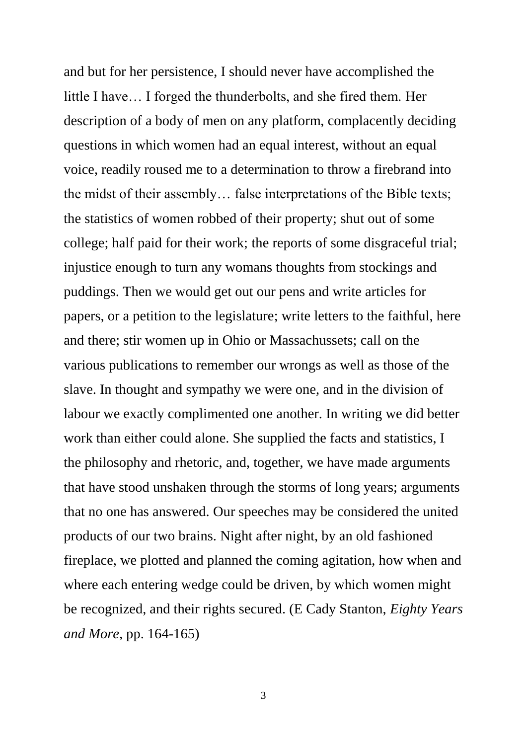and but for her persistence, I should never have accomplished the little I have… I forged the thunderbolts, and she fired them. Her description of a body of men on any platform, complacently deciding questions in which women had an equal interest, without an equal voice, readily roused me to a determination to throw a firebrand into the midst of their assembly… false interpretations of the Bible texts; the statistics of women robbed of their property; shut out of some college; half paid for their work; the reports of some disgraceful trial; injustice enough to turn any womans thoughts from stockings and puddings. Then we would get out our pens and write articles for papers, or a petition to the legislature; write letters to the faithful, here and there; stir women up in Ohio or Massachussets; call on the various publications to remember our wrongs as well as those of the slave. In thought and sympathy we were one, and in the division of labour we exactly complimented one another. In writing we did better work than either could alone. She supplied the facts and statistics, I the philosophy and rhetoric, and, together, we have made arguments that have stood unshaken through the storms of long years; arguments that no one has answered. Our speeches may be considered the united products of our two brains. Night after night, by an old fashioned fireplace, we plotted and planned the coming agitation, how when and where each entering wedge could be driven, by which women might be recognized, and their rights secured. (E Cady Stanton, *Eighty Years and More*, pp. 164-165)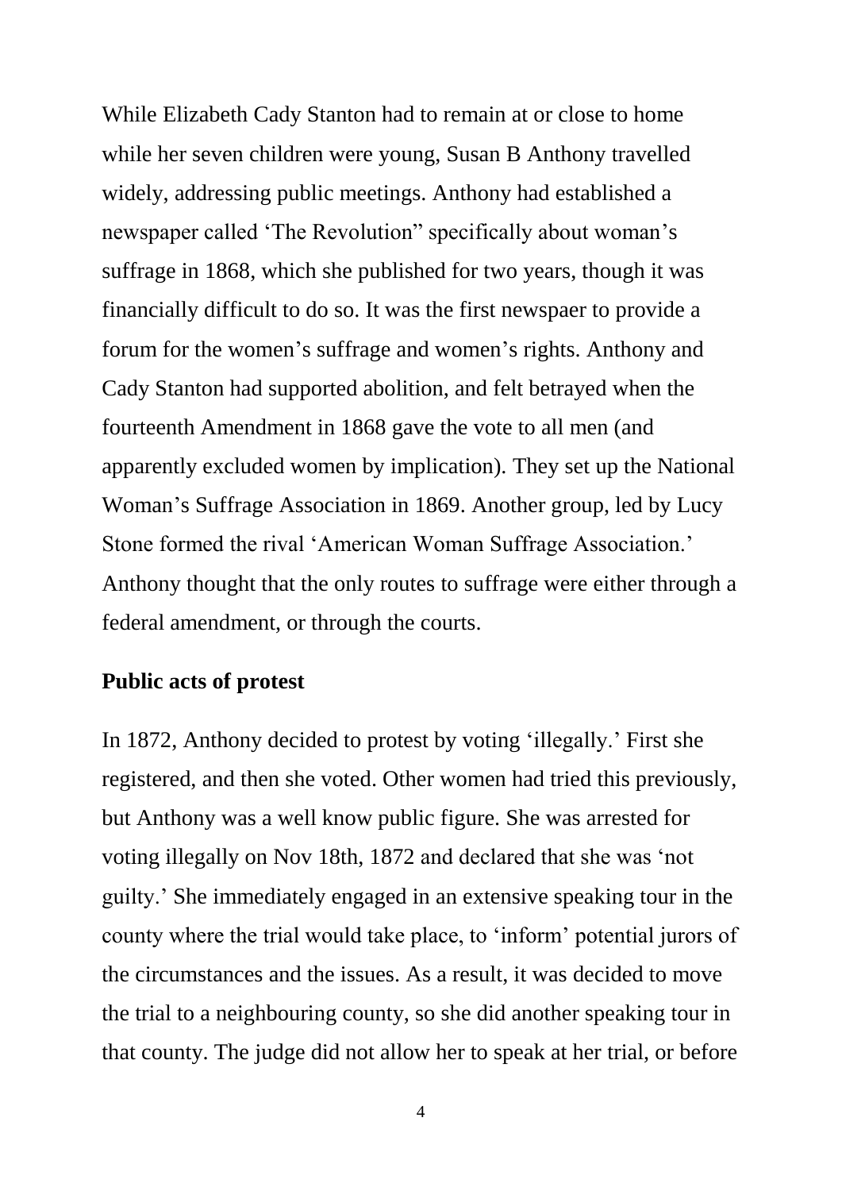While Elizabeth Cady Stanton had to remain at or close to home while her seven children were young, Susan B Anthony travelled widely, addressing public meetings. Anthony had established a newspaper called 'The Revolution" specifically about woman's suffrage in 1868, which she published for two years, though it was financially difficult to do so. It was the first newspaer to provide a forum for the women's suffrage and women's rights. Anthony and Cady Stanton had supported abolition, and felt betrayed when the fourteenth Amendment in 1868 gave the vote to all men (and apparently excluded women by implication). They set up the National Woman's Suffrage Association in 1869. Another group, led by Lucy Stone formed the rival 'American Woman Suffrage Association.' Anthony thought that the only routes to suffrage were either through a federal amendment, or through the courts.

**Public acts of protest**

In 1872, Anthony decided to protest by voting 'illegally.' First she registered, and then she voted. Other women had tried this previously, but Anthony was a well know public figure. She was arrested for voting illegally on Nov 18th, 1872 and declared that she was 'not guilty.' She immediately engaged in an extensive speaking tour in the county where the trial would take place, to 'inform' potential jurors of the circumstances and the issues. As a result, it was decided to move the trial to a neighbouring county, so she did another speaking tour in that county. The judge did not allow her to speak at her trial, or before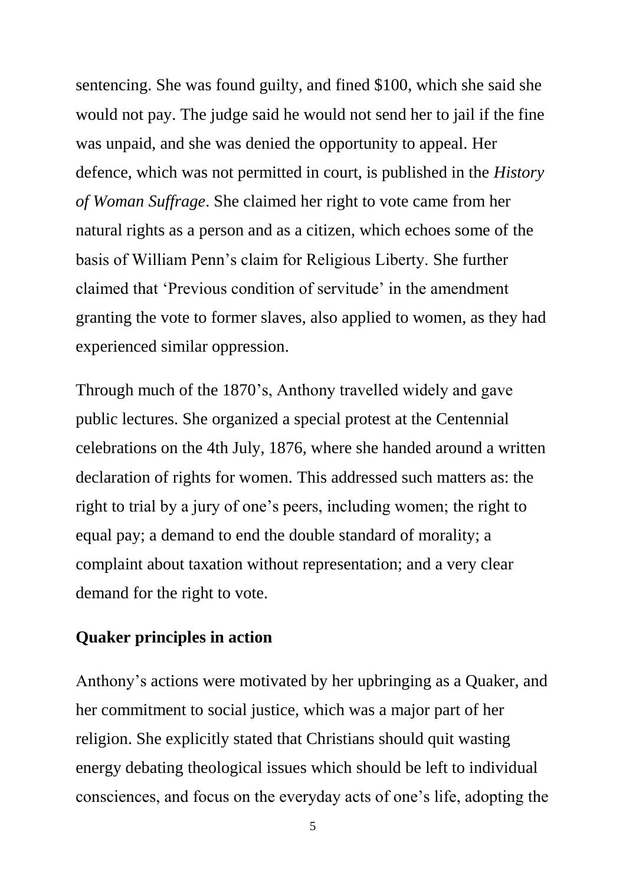sentencing. She was found guilty, and fined $100, which she said she would not pay. The judge said he would not send her to jail if the fine was unpaid, and she was denied the opportunity to appeal. Her defence, which was not permitted in court, is published in the *History of Woman Suffrage*. She claimed her right to vote came from her natural rights as a person and as a citizen, which echoes some of the basis of William Penn's claim for Religious Liberty. She further claimed that 'Previous condition of servitude' in the amendment granting the vote to former slaves, also applied to women, as they had experienced similar oppression.

Through much of the 1870's, Anthony travelled widely and gave public lectures. She organized a special protest at the Centennial celebrations on the 4th July, 1876, where she handed around a written declaration of rights for women. This addressed such matters as: the right to trial by a jury of one's peers, including women; the right to equal pay; a demand to end the double standard of morality; a complaint about taxation without representation; and a very clear demand for the right to vote.

## Quaker principles in action

Anthony's actions were motivated by her upbringing as a Quaker, and her commitment to social justice, which was a major part of her religion. She explicitly stated that Christians should quit wasting energy debating theological issues which should be left to individual consciences, and focus on the everyday acts of one's life, adopting the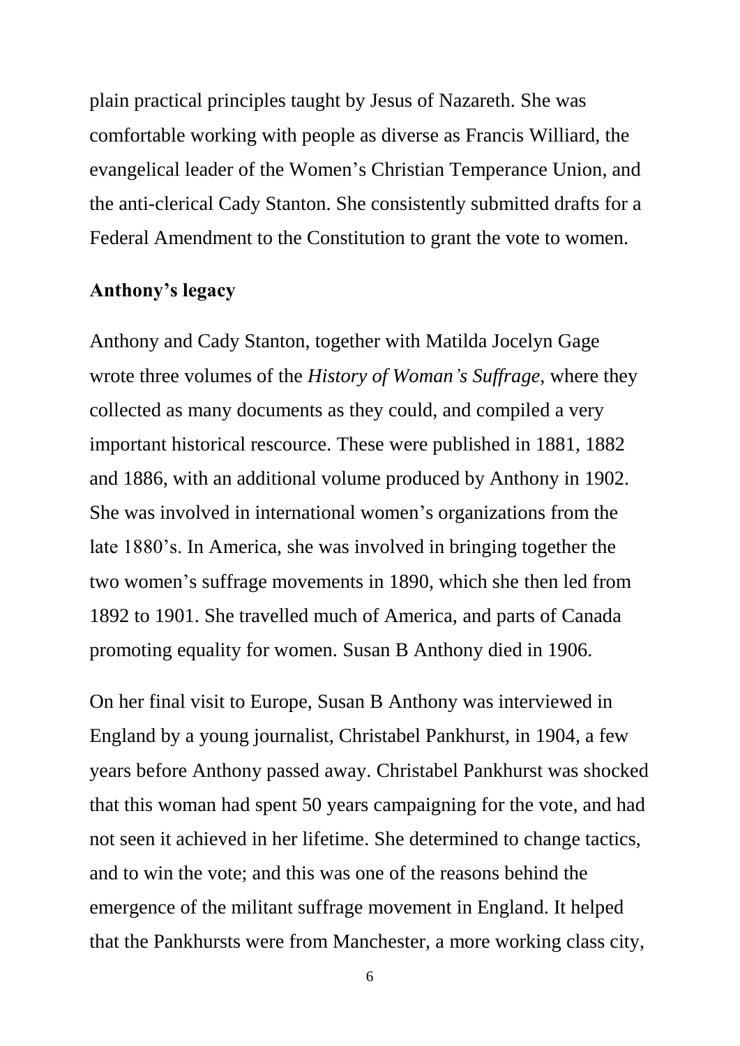plain practical principles taught by Jesus of Nazareth. She was comfortable working with people as diverse as Francis Williard, the evangelical leader of the Women's Christian Temperance Union, and the anti-clerical Cady Stanton. She consistently submitted drafts for a Federal Amendment to the Constitution to grant the vote to women.

**Anthony's legacy**

Anthony and Cady Stanton, together with Matilda Jocelyn Gage wrote three volumes of the *History of Woman's Suffrage*, where they collected as many documents as they could, and compiled a very important historical rescource. These were published in 1881, 1882 and 1886, with an additional volume produced by Anthony in 1902. She was involved in international women's organizations from the late 1880's. In America, she was involved in bringing together the two women's suffrage movements in 1890, which she then led from 1892 to 1901. She travelled much of America, and parts of Canada promoting equality for women. Susan B Anthony died in 1906.

On her final visit to Europe, Susan B Anthony was interviewed in England by a young journalist, Christabel Pankhurst, in 1904, a few years before Anthony passed away. Christabel Pankhurst was shocked that this woman had spent 50 years campaigning for the vote, and had not seen it achieved in her lifetime. She determined to change tactics, and to win the vote; and this was one of the reasons behind the emergence of the militant suffrage movement in England. It helped that the Pankhursts were from Manchester, a more working class city,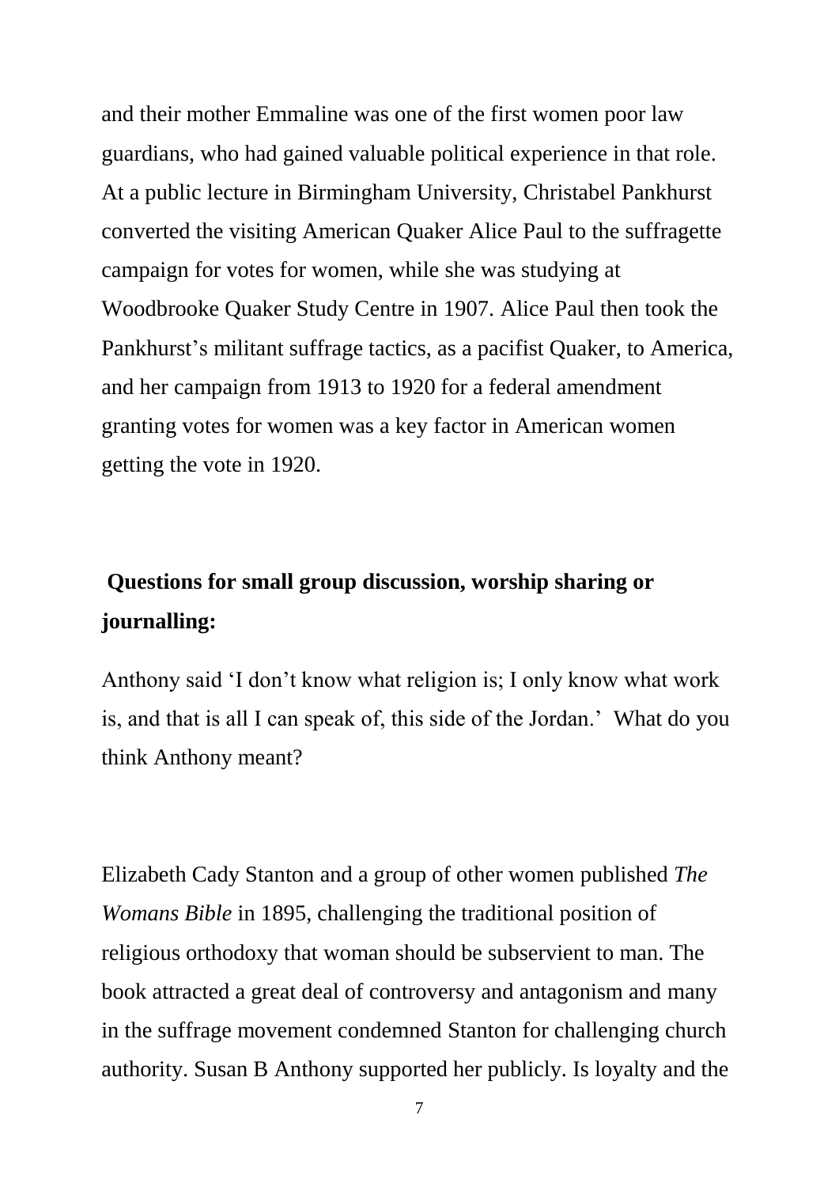and their mother Emmaline was one of the first women poor law guardians, who had gained valuable political experience in that role. At a public lecture in Birmingham University, Christabel Pankhurst converted the visiting American Quaker Alice Paul to the suffragette campaign for votes for women, while she was studying at Woodbrooke Quaker Study Centre in 1907. Alice Paul then took the Pankhurst's militant suffrage tactics, as a pacifist Quaker, to America, and her campaign from 1913 to 1920 for a federal amendment granting votes for women was a key factor in American women getting the vote in 1920.

**Questions for small group discussion, worship sharing or journalling:**

Anthony said 'I don't know what religion is; I only know what work is, and that is all I can speak of, this side of the Jordan.' What do you think Anthony meant?

Elizabeth Cady Stanton and a group of other women published *The Womans Bible* in 1895, challenging the traditional position of religious orthodoxy that woman should be subservient to man. The book attracted a great deal of controversy and antagonism and many in the suffrage movement condemned Stanton for challenging church authority. Susan B Anthony supported her publicly. Is loyalty and the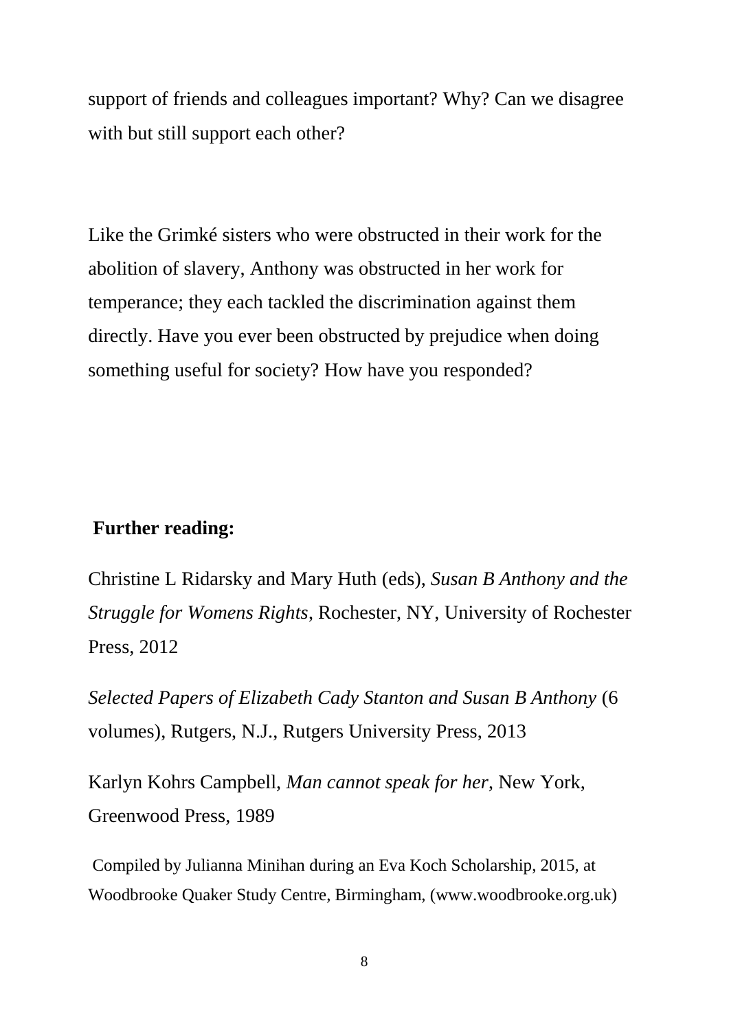support of friends and colleagues important? Why? Can we disagree with but still support each other?

Like the Grimké sisters who were obstructed in their work for the abolition of slavery, Anthony was obstructed in her work for temperance; they each tackled the discrimination against them directly. Have you ever been obstructed by prejudice when doing something useful for society? How have you responded?

**Further reading:**

Christine L Ridarsky and Mary Huth (eds), *Susan B Anthony and the Struggle for Womens Rights*, Rochester, NY, University of Rochester Press, 2012

*Selected Papers of Elizabeth Cady Stanton and Susan B Anthony* (6 volumes), Rutgers, N.J., Rutgers University Press, 2013

Karlyn Kohrs Campbell, *Man cannot speak for her*, New York, Greenwood Press, 1989

Compiled by Julianna Minihan during an Eva Koch Scholarship, 2015, at Woodbrooke Quaker Study Centre, Birmingham, (www.woodbrooke.org.uk)